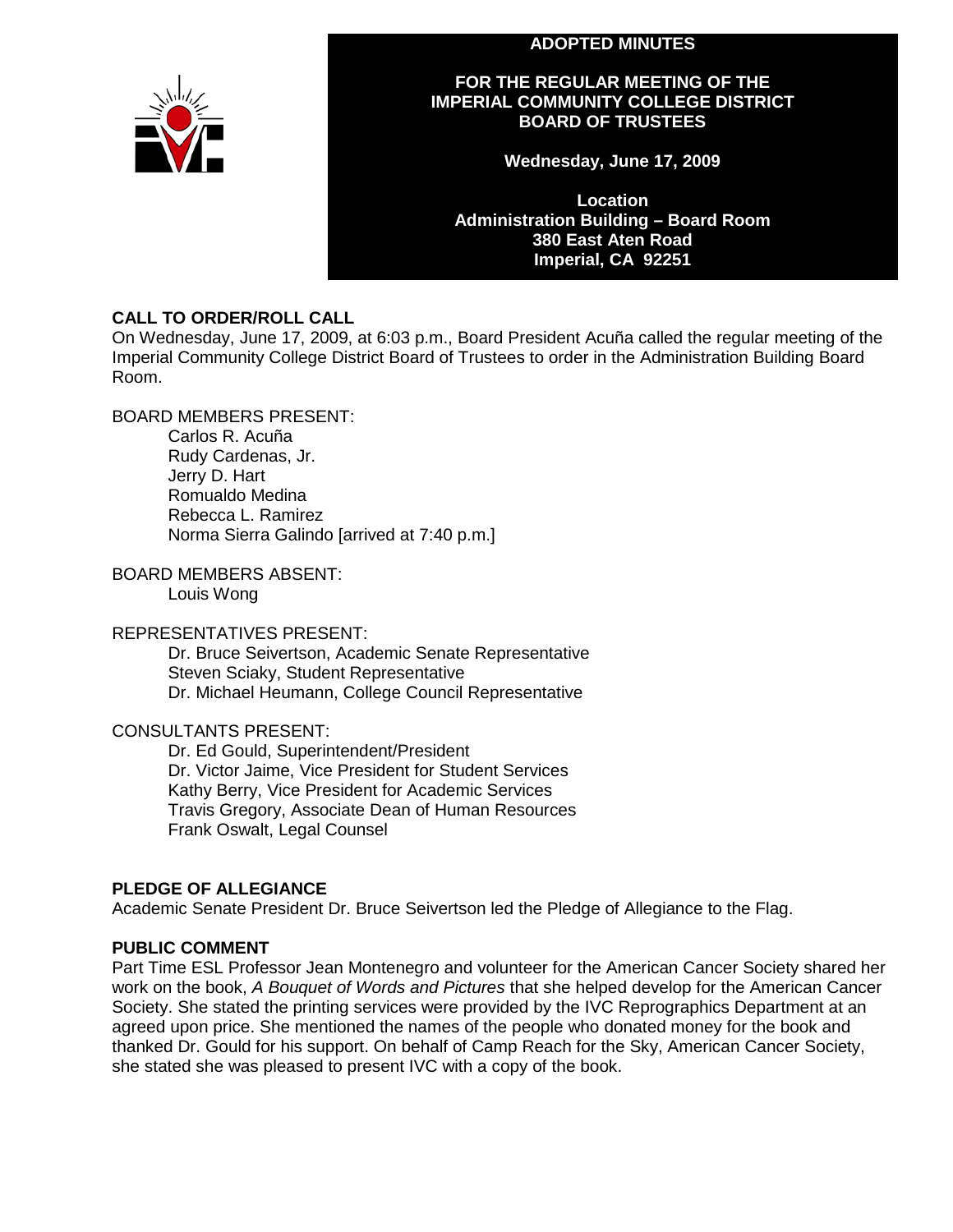# ADOPTED MINUTES

## FOR THE REGULAR MEETING OF THE IMPERIAL COMMUNITY COLLEGE DISTRICT BOARD OF TRUSTEES

**Wednesday, June 17, 2009**

**Location**
**Administration Building – Board Room**
**380 East Aten Road**
**Imperial, CA 92251**

### CALL TO ORDER/ROLL CALL

On Wednesday, June 17, 2009, at 6:03 p.m., Board President Acuña called the regular meeting of the Imperial Community College District Board of Trustees to order in the Administration Building Board Room.

BOARD MEMBERS PRESENT:

- Carlos R. Acuña
- Rudy Cardenas, Jr.
- Jerry D. Hart
- Romualdo Medina
- Rebecca L. Ramirez
- Norma Sierra Galindo [arrived at 7:40 p.m.]

BOARD MEMBERS ABSENT:

- Louis Wong

REPRESENTATIVES PRESENT:

- Dr. Bruce Seivertson, Academic Senate Representative
- Steven Sciaky, Student Representative
- Dr. Michael Heumann, College Council Representative

CONSULTANTS PRESENT:

- Dr. Ed Gould, Superintendent/President
- Dr. Victor Jaime, Vice President for Student Services
- Kathy Berry, Vice President for Academic Services
- Travis Gregory, Associate Dean of Human Resources
- Frank Oswalt, Legal Counsel

### PLEDGE OF ALLEGIANCE

Academic Senate President Dr. Bruce Seivertson led the Pledge of Allegiance to the Flag.

### PUBLIC COMMENT

Part Time ESL Professor Jean Montenegro and volunteer for the American Cancer Society shared her work on the book, *A Bouquet of Words and Pictures* that she helped develop for the American Cancer Society. She stated the printing services were provided by the IVC Reprographics Department at an agreed upon price. She mentioned the names of the people who donated money for the book and thanked Dr. Gould for his support. On behalf of Camp Reach for the Sky, American Cancer Society, she stated she was pleased to present IVC with a copy of the book.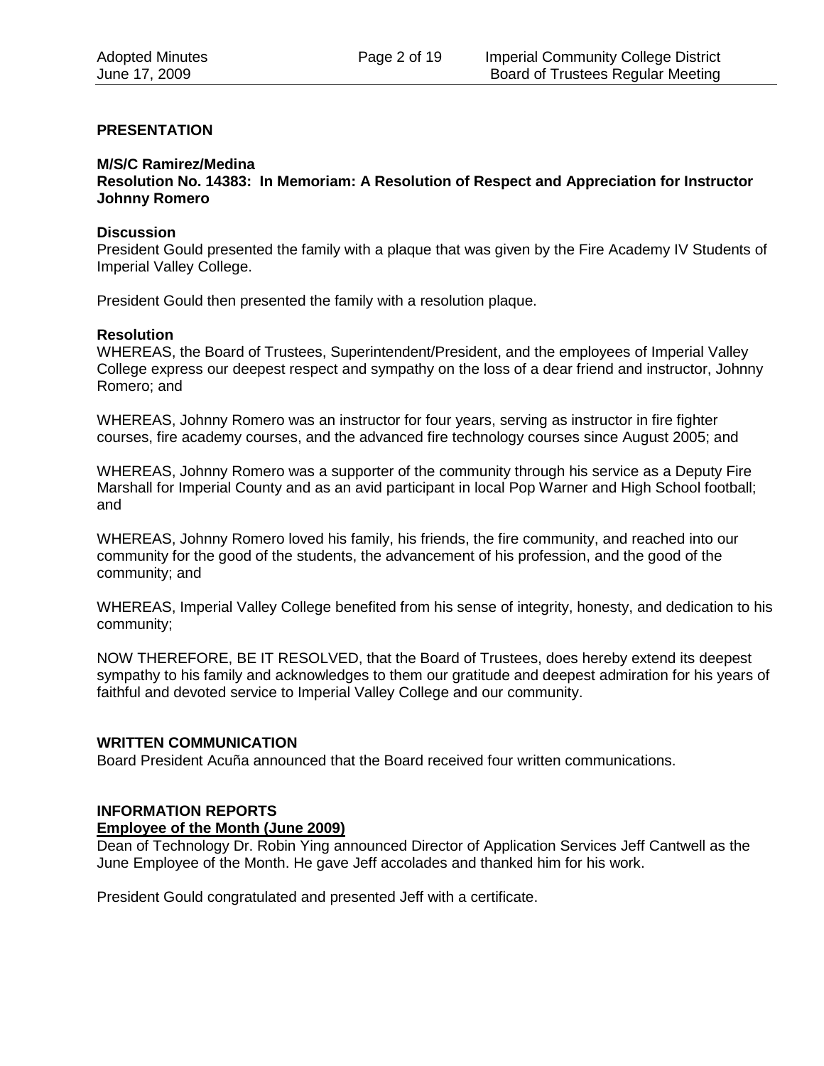## PRESENTATION

**M/S/C Ramirez/Medina**
**Resolution No. 14383: In Memoriam: A Resolution of Respect and Appreciation for Instructor Johnny Romero**

**Discussion**
President Gould presented the family with a plaque that was given by the Fire Academy IV Students of Imperial Valley College.

President Gould then presented the family with a resolution plaque.

**Resolution**
WHEREAS, the Board of Trustees, Superintendent/President, and the employees of Imperial Valley College express our deepest respect and sympathy on the loss of a dear friend and instructor, Johnny Romero; and

WHEREAS, Johnny Romero was an instructor for four years, serving as instructor in fire fighter courses, fire academy courses, and the advanced fire technology courses since August 2005; and

WHEREAS, Johnny Romero was a supporter of the community through his service as a Deputy Fire Marshall for Imperial County and as an avid participant in local Pop Warner and High School football; and

WHEREAS, Johnny Romero loved his family, his friends, the fire community, and reached into our community for the good of the students, the advancement of his profession, and the good of the community; and

WHEREAS, Imperial Valley College benefited from his sense of integrity, honesty, and dedication to his community;

NOW THEREFORE, BE IT RESOLVED, that the Board of Trustees, does hereby extend its deepest sympathy to his family and acknowledges to them our gratitude and deepest admiration for his years of faithful and devoted service to Imperial Valley College and our community.

## WRITTEN COMMUNICATION

Board President Acuña announced that the Board received four written communications.

## INFORMATION REPORTS

**Employee of the Month (June 2009)**

Dean of Technology Dr. Robin Ying announced Director of Application Services Jeff Cantwell as the June Employee of the Month. He gave Jeff accolades and thanked him for his work.

President Gould congratulated and presented Jeff with a certificate.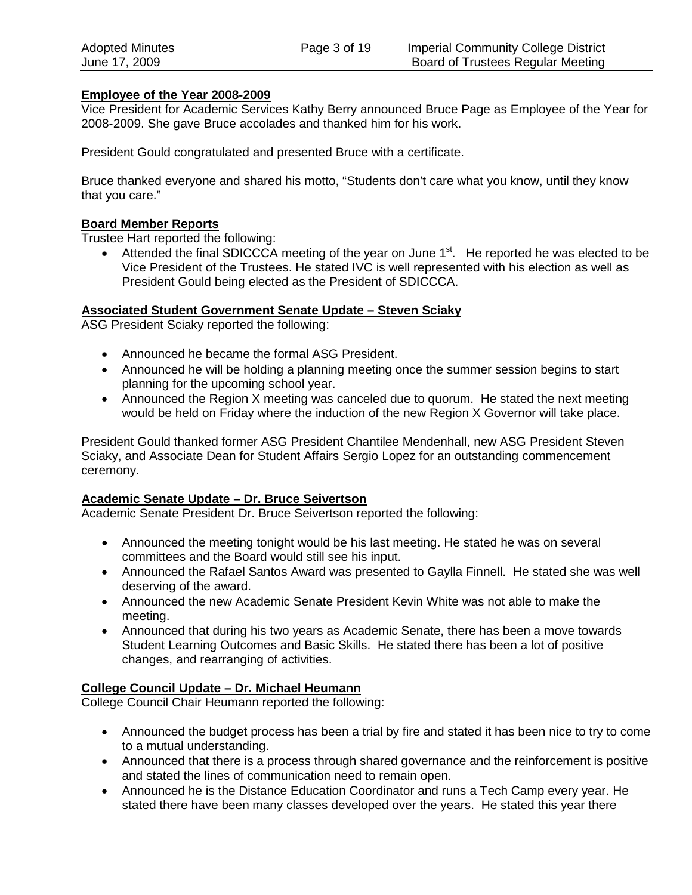## Employee of the Year 2008-2009

Vice President for Academic Services Kathy Berry announced Bruce Page as Employee of the Year for 2008-2009. She gave Bruce accolades and thanked him for his work.

President Gould congratulated and presented Bruce with a certificate.

Bruce thanked everyone and shared his motto, "Students don't care what you know, until they know that you care."

## Board Member Reports

Trustee Hart reported the following:

- Attended the final SDICCCA meeting of the year on June 1st. He reported he was elected to be Vice President of the Trustees. He stated IVC is well represented with his election as well as President Gould being elected as the President of SDICCCA.

## Associated Student Government Senate Update – Steven Sciaky

ASG President Sciaky reported the following:

- Announced he became the formal ASG President.
- Announced he will be holding a planning meeting once the summer session begins to start planning for the upcoming school year.
- Announced the Region X meeting was canceled due to quorum. He stated the next meeting would be held on Friday where the induction of the new Region X Governor will take place.

President Gould thanked former ASG President Chantilee Mendenhall, new ASG President Steven Sciaky, and Associate Dean for Student Affairs Sergio Lopez for an outstanding commencement ceremony.

## Academic Senate Update – Dr. Bruce Seivertson

Academic Senate President Dr. Bruce Seivertson reported the following:

- Announced the meeting tonight would be his last meeting. He stated he was on several committees and the Board would still see his input.
- Announced the Rafael Santos Award was presented to Gaylla Finnell. He stated she was well deserving of the award.
- Announced the new Academic Senate President Kevin White was not able to make the meeting.
- Announced that during his two years as Academic Senate, there has been a move towards Student Learning Outcomes and Basic Skills. He stated there has been a lot of positive changes, and rearranging of activities.

## College Council Update – Dr. Michael Heumann

College Council Chair Heumann reported the following:

- Announced the budget process has been a trial by fire and stated it has been nice to try to come to a mutual understanding.
- Announced that there is a process through shared governance and the reinforcement is positive and stated the lines of communication need to remain open.
- Announced he is the Distance Education Coordinator and runs a Tech Camp every year. He stated there have been many classes developed over the years. He stated this year there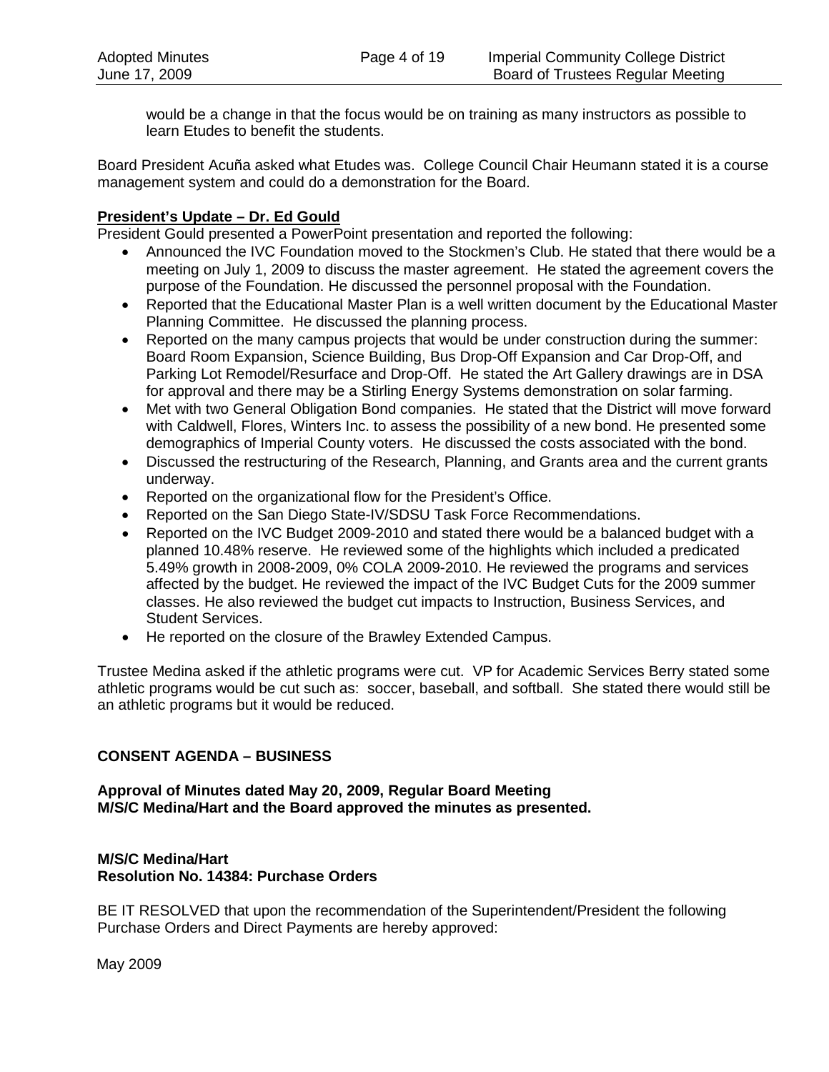would be a change in that the focus would be on training as many instructors as possible to learn Etudes to benefit the students.

Board President Acuña asked what Etudes was. College Council Chair Heumann stated it is a course management system and could do a demonstration for the Board.

**President's Update – Dr. Ed Gould**

President Gould presented a PowerPoint presentation and reported the following:

- Announced the IVC Foundation moved to the Stockmen's Club. He stated that there would be a meeting on July 1, 2009 to discuss the master agreement. He stated the agreement covers the purpose of the Foundation. He discussed the personnel proposal with the Foundation.
- Reported that the Educational Master Plan is a well written document by the Educational Master Planning Committee. He discussed the planning process.
- Reported on the many campus projects that would be under construction during the summer: Board Room Expansion, Science Building, Bus Drop-Off Expansion and Car Drop-Off, and Parking Lot Remodel/Resurface and Drop-Off. He stated the Art Gallery drawings are in DSA for approval and there may be a Stirling Energy Systems demonstration on solar farming.
- Met with two General Obligation Bond companies. He stated that the District will move forward with Caldwell, Flores, Winters Inc. to assess the possibility of a new bond. He presented some demographics of Imperial County voters. He discussed the costs associated with the bond.
- Discussed the restructuring of the Research, Planning, and Grants area and the current grants underway.
- Reported on the organizational flow for the President's Office.
- Reported on the San Diego State-IV/SDSU Task Force Recommendations.
- Reported on the IVC Budget 2009-2010 and stated there would be a balanced budget with a planned 10.48% reserve. He reviewed some of the highlights which included a predicated 5.49% growth in 2008-2009, 0% COLA 2009-2010. He reviewed the programs and services affected by the budget. He reviewed the impact of the IVC Budget Cuts for the 2009 summer classes. He also reviewed the budget cut impacts to Instruction, Business Services, and Student Services.
- He reported on the closure of the Brawley Extended Campus.

Trustee Medina asked if the athletic programs were cut. VP for Academic Services Berry stated some athletic programs would be cut such as: soccer, baseball, and softball. She stated there would still be an athletic programs but it would be reduced.

**CONSENT AGENDA – BUSINESS**

**Approval of Minutes dated May 20, 2009, Regular Board Meeting**
**M/S/C Medina/Hart and the Board approved the minutes as presented.**

**M/S/C Medina/Hart**
**Resolution No. 14384: Purchase Orders**

BE IT RESOLVED that upon the recommendation of the Superintendent/President the following Purchase Orders and Direct Payments are hereby approved:

May 2009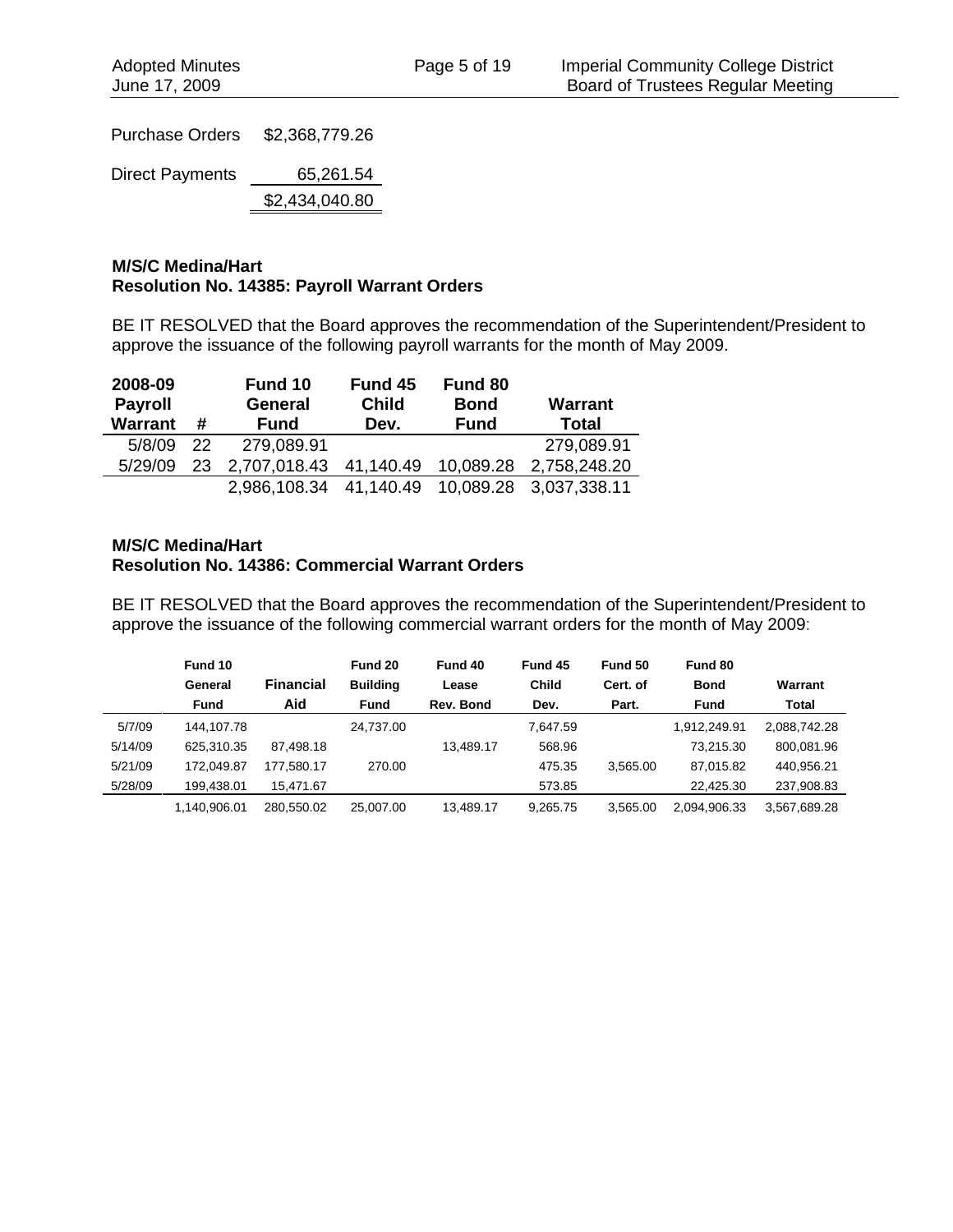| | |
|---|---|
| Purchase Orders | $2,368,779.26 |
| Direct Payments | 65,261.54 |
| | $2,434,040.80 |

**M/S/C Medina/Hart**
**Resolution No. 14385: Payroll Warrant Orders**

BE IT RESOLVED that the Board approves the recommendation of the Superintendent/President to approve the issuance of the following payroll warrants for the month of May 2009.

| 2008-09 Payroll Warrant | # | Fund 10 General Fund | Fund 45 Child Dev. | Fund 80 Bond Fund | Warrant Total |
|---|---|---|---|---|---|
| 5/8/09 | 22 | 279,089.91 | | | 279,089.91 |
| 5/29/09 | 23 | 2,707,018.43 | 41,140.49 | 10,089.28 | 2,758,248.20 |
| | | 2,986,108.34 | 41,140.49 | 10,089.28 | 3,037,338.11 |

**M/S/C Medina/Hart**
**Resolution No. 14386: Commercial Warrant Orders**

BE IT RESOLVED that the Board approves the recommendation of the Superintendent/President to approve the issuance of the following commercial warrant orders for the month of May 2009:

| | Fund 10 General Fund | Financial Aid | Fund 20 Building Fund | Fund 40 Lease Rev. Bond | Fund 45 Child Dev. | Fund 50 Cert. of Part. | Fund 80 Bond Fund | Warrant Total |
|---|---|---|---|---|---|---|---|---|
| 5/7/09 | 144,107.78 | | 24,737.00 | | 7,647.59 | | 1,912,249.91 | 2,088,742.28 |
| 5/14/09 | 625,310.35 | 87,498.18 | | 13,489.17 | 568.96 | | 73,215.30 | 800,081.96 |
| 5/21/09 | 172,049.87 | 177,580.17 | 270.00 | | 475.35 | 3,565.00 | 87,015.82 | 440,956.21 |
| 5/28/09 | 199,438.01 | 15,471.67 | | | 573.85 | | 22,425.30 | 237,908.83 |
| | 1,140,906.01 | 280,550.02 | 25,007.00 | 13,489.17 | 9,265.75 | 3,565.00 | 2,094,906.33 | 3,567,689.28 |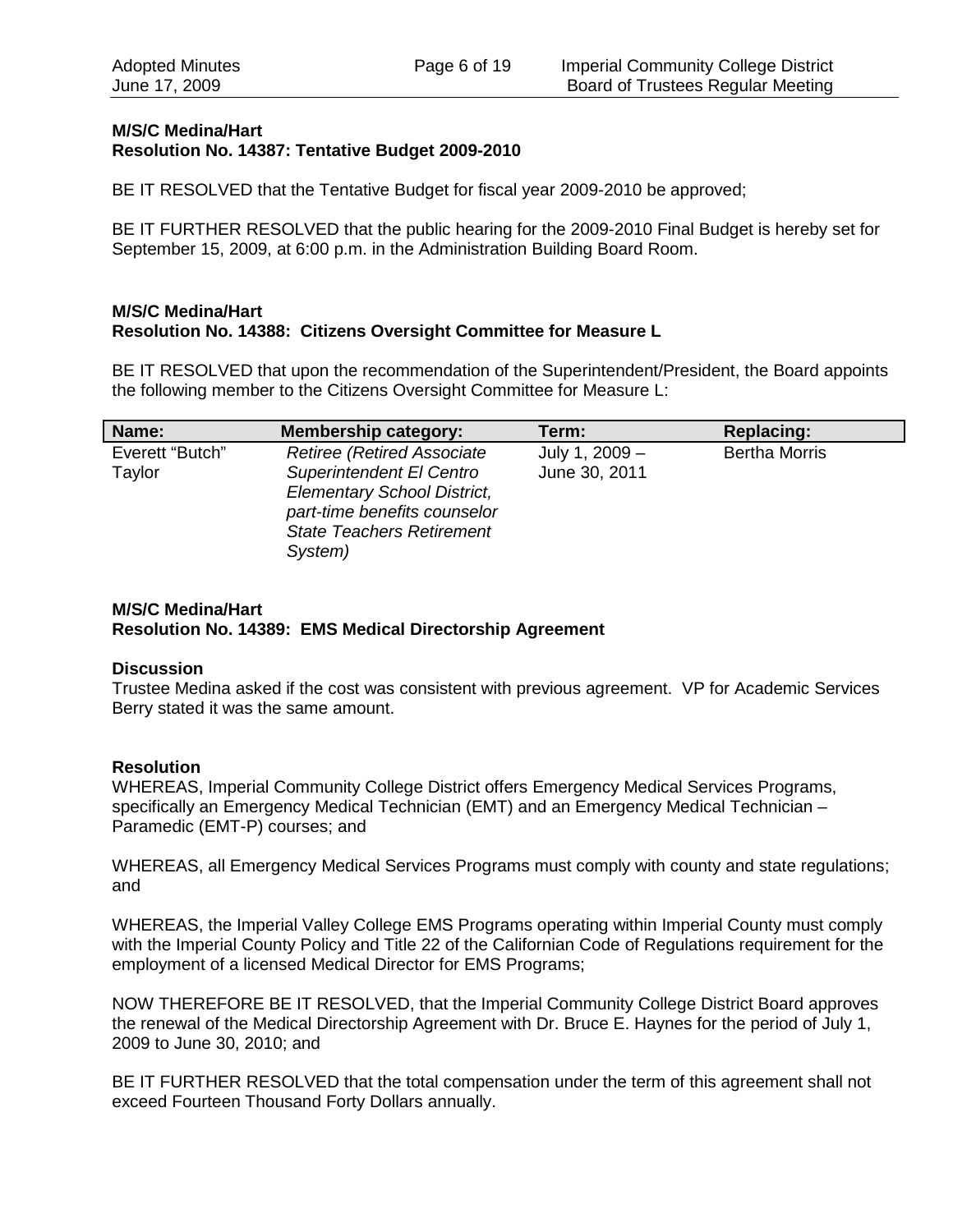**M/S/C Medina/Hart**
**Resolution No. 14387: Tentative Budget 2009-2010**

BE IT RESOLVED that the Tentative Budget for fiscal year 2009-2010 be approved;

BE IT FURTHER RESOLVED that the public hearing for the 2009-2010 Final Budget is hereby set for September 15, 2009, at 6:00 p.m. in the Administration Building Board Room.

**M/S/C Medina/Hart**
**Resolution No. 14388: Citizens Oversight Committee for Measure L**

BE IT RESOLVED that upon the recommendation of the Superintendent/President, the Board appoints the following member to the Citizens Oversight Committee for Measure L:

| Name: | Membership category: | Term: | Replacing: |
|---|---|---|---|
| Everett "Butch" Taylor | *Retiree (Retired Associate Superintendent El Centro Elementary School District, part-time benefits counselor State Teachers Retirement System)* | July 1, 2009 – June 30, 2011 | Bertha Morris |

**M/S/C Medina/Hart**
**Resolution No. 14389: EMS Medical Directorship Agreement**

**Discussion**
Trustee Medina asked if the cost was consistent with previous agreement. VP for Academic Services Berry stated it was the same amount.

**Resolution**
WHEREAS, Imperial Community College District offers Emergency Medical Services Programs, specifically an Emergency Medical Technician (EMT) and an Emergency Medical Technician – Paramedic (EMT-P) courses; and

WHEREAS, all Emergency Medical Services Programs must comply with county and state regulations; and

WHEREAS, the Imperial Valley College EMS Programs operating within Imperial County must comply with the Imperial County Policy and Title 22 of the Californian Code of Regulations requirement for the employment of a licensed Medical Director for EMS Programs;

NOW THEREFORE BE IT RESOLVED, that the Imperial Community College District Board approves the renewal of the Medical Directorship Agreement with Dr. Bruce E. Haynes for the period of July 1, 2009 to June 30, 2010; and

BE IT FURTHER RESOLVED that the total compensation under the term of this agreement shall not exceed Fourteen Thousand Forty Dollars annually.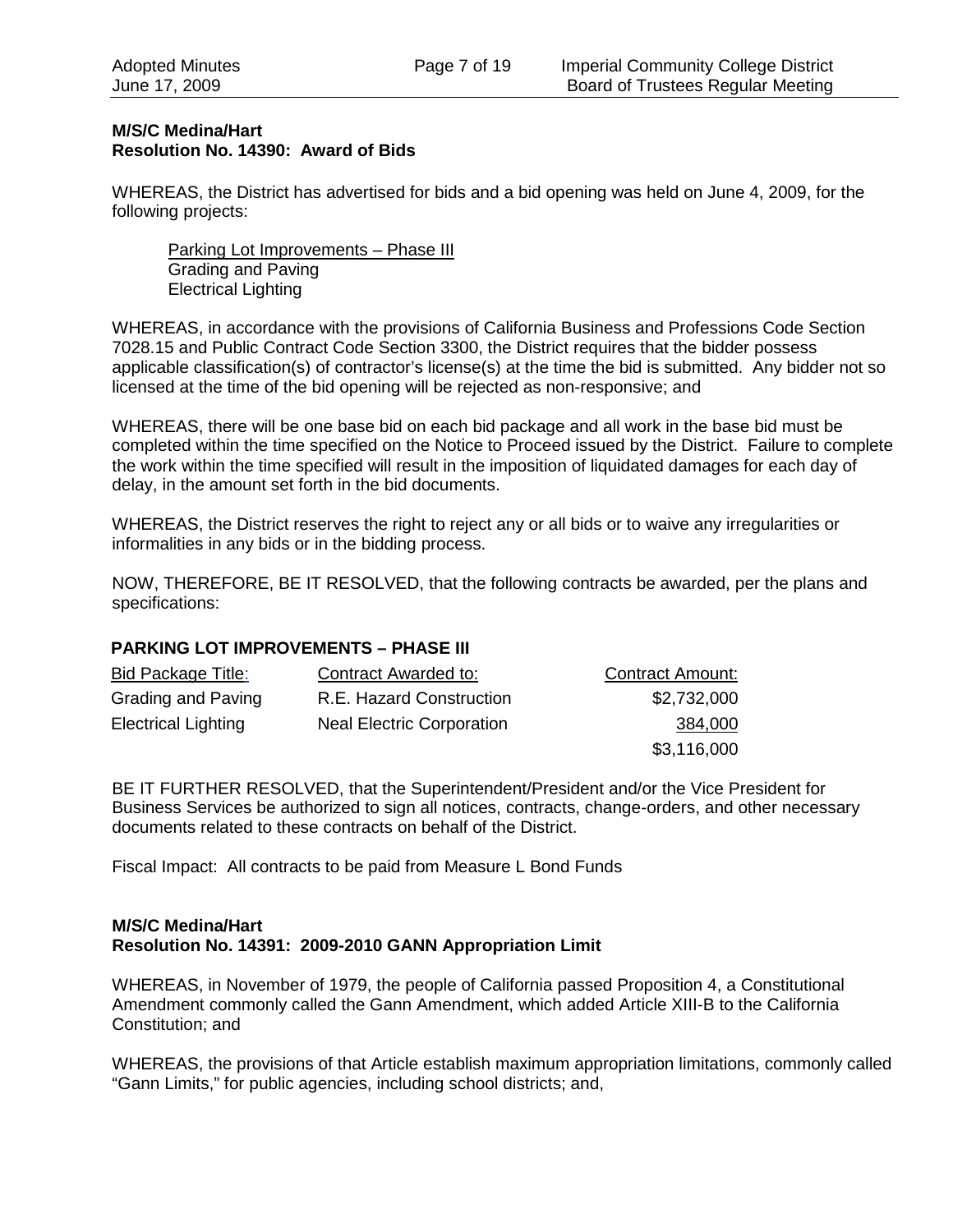**M/S/C Medina/Hart**
**Resolution No. 14390: Award of Bids**

WHEREAS, the District has advertised for bids and a bid opening was held on June 4, 2009, for the following projects:

> Parking Lot Improvements – Phase III
> Grading and Paving
> Electrical Lighting

WHEREAS, in accordance with the provisions of California Business and Professions Code Section 7028.15 and Public Contract Code Section 3300, the District requires that the bidder possess applicable classification(s) of contractor's license(s) at the time the bid is submitted. Any bidder not so licensed at the time of the bid opening will be rejected as non-responsive; and

WHEREAS, there will be one base bid on each bid package and all work in the base bid must be completed within the time specified on the Notice to Proceed issued by the District. Failure to complete the work within the time specified will result in the imposition of liquidated damages for each day of delay, in the amount set forth in the bid documents.

WHEREAS, the District reserves the right to reject any or all bids or to waive any irregularities or informalities in any bids or in the bidding process.

NOW, THEREFORE, BE IT RESOLVED, that the following contracts be awarded, per the plans and specifications:

**PARKING LOT IMPROVEMENTS – PHASE III**

| Bid Package Title: | Contract Awarded to: | Contract Amount: |
|---|---|---|
| Grading and Paving | R.E. Hazard Construction | $2,732,000 |
| Electrical Lighting | Neal Electric Corporation | 384,000 |
| | | $3,116,000 |

BE IT FURTHER RESOLVED, that the Superintendent/President and/or the Vice President for Business Services be authorized to sign all notices, contracts, change-orders, and other necessary documents related to these contracts on behalf of the District.

Fiscal Impact: All contracts to be paid from Measure L Bond Funds

**M/S/C Medina/Hart**
**Resolution No. 14391: 2009-2010 GANN Appropriation Limit**

WHEREAS, in November of 1979, the people of California passed Proposition 4, a Constitutional Amendment commonly called the Gann Amendment, which added Article XIII-B to the California Constitution; and

WHEREAS, the provisions of that Article establish maximum appropriation limitations, commonly called "Gann Limits," for public agencies, including school districts; and,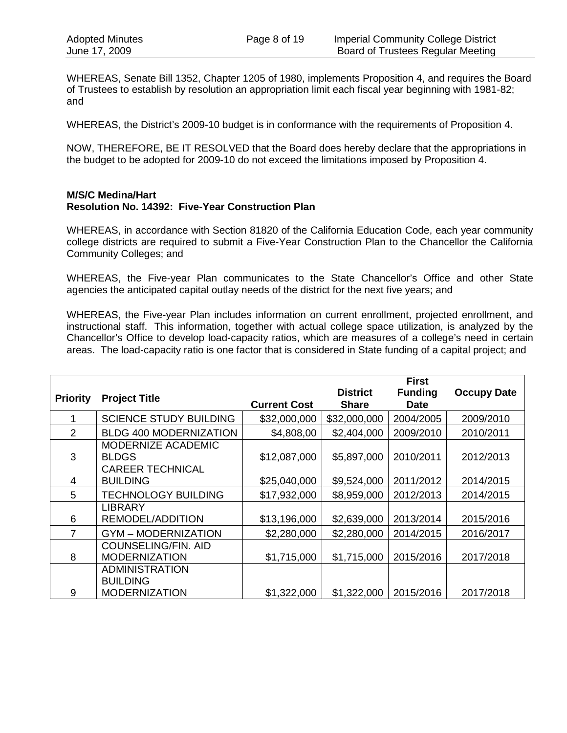WHEREAS, Senate Bill 1352, Chapter 1205 of 1980, implements Proposition 4, and requires the Board of Trustees to establish by resolution an appropriation limit each fiscal year beginning with 1981-82; and

WHEREAS, the District's 2009-10 budget is in conformance with the requirements of Proposition 4.

NOW, THEREFORE, BE IT RESOLVED that the Board does hereby declare that the appropriations in the budget to be adopted for 2009-10 do not exceed the limitations imposed by Proposition 4.

**M/S/C Medina/Hart**
**Resolution No. 14392: Five-Year Construction Plan**

WHEREAS, in accordance with Section 81820 of the California Education Code, each year community college districts are required to submit a Five-Year Construction Plan to the Chancellor the California Community Colleges; and

WHEREAS, the Five-year Plan communicates to the State Chancellor's Office and other State agencies the anticipated capital outlay needs of the district for the next five years; and

WHEREAS, the Five-year Plan includes information on current enrollment, projected enrollment, and instructional staff. This information, together with actual college space utilization, is analyzed by the Chancellor's Office to develop load-capacity ratios, which are measures of a college's need in certain areas. The load-capacity ratio is one factor that is considered in State funding of a capital project; and

| Priority | Project Title | Current Cost | District Share | First Funding Date | Occupy Date |
|---|---|---|---|---|---|
| 1 | SCIENCE STUDY BUILDING | $32,000,000 | $32,000,000 | 2004/2005 | 2009/2010 |
| 2 | BLDG 400 MODERNIZATION | $4,808,00 | $2,404,000 | 2009/2010 | 2010/2011 |
| 3 | MODERNIZE ACADEMIC BLDGS | $12,087,000 | $5,897,000 | 2010/2011 | 2012/2013 |
| 4 | CAREER TECHNICAL BUILDING | $25,040,000 | $9,524,000 | 2011/2012 | 2014/2015 |
| 5 | TECHNOLOGY BUILDING | $17,932,000 | $8,959,000 | 2012/2013 | 2014/2015 |
| 6 | LIBRARY REMODEL/ADDITION | $13,196,000 | $2,639,000 | 2013/2014 | 2015/2016 |
| 7 | GYM – MODERNIZATION | $2,280,000 | $2,280,000 | 2014/2015 | 2016/2017 |
| 8 | COUNSELING/FIN. AID MODERNIZATION | $1,715,000 | $1,715,000 | 2015/2016 | 2017/2018 |
| 9 | ADMINISTRATION BUILDING MODERNIZATION | $1,322,000 | $1,322,000 | 2015/2016 | 2017/2018 |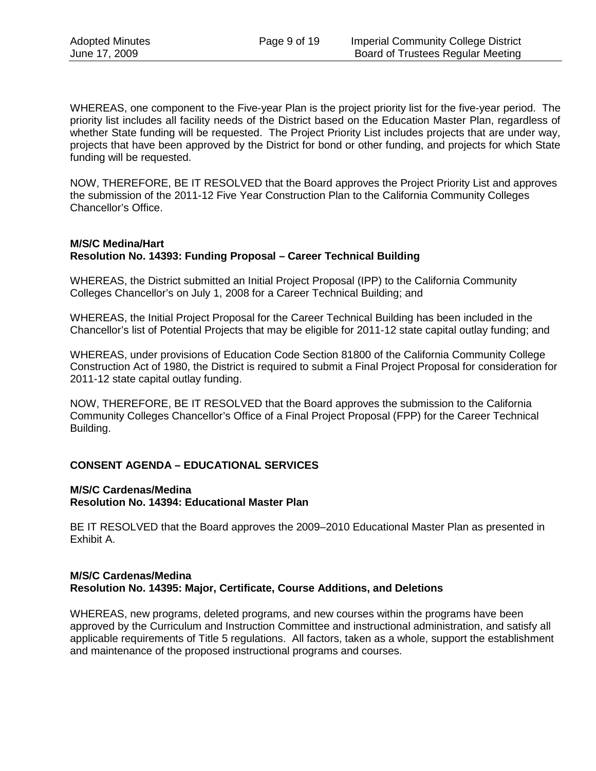WHEREAS, one component to the Five-year Plan is the project priority list for the five-year period. The priority list includes all facility needs of the District based on the Education Master Plan, regardless of whether State funding will be requested. The Project Priority List includes projects that are under way, projects that have been approved by the District for bond or other funding, and projects for which State funding will be requested.

NOW, THEREFORE, BE IT RESOLVED that the Board approves the Project Priority List and approves the submission of the 2011-12 Five Year Construction Plan to the California Community Colleges Chancellor's Office.

**M/S/C Medina/Hart**
**Resolution No. 14393: Funding Proposal – Career Technical Building**

WHEREAS, the District submitted an Initial Project Proposal (IPP) to the California Community Colleges Chancellor's on July 1, 2008 for a Career Technical Building; and

WHEREAS, the Initial Project Proposal for the Career Technical Building has been included in the Chancellor's list of Potential Projects that may be eligible for 2011-12 state capital outlay funding; and

WHEREAS, under provisions of Education Code Section 81800 of the California Community College Construction Act of 1980, the District is required to submit a Final Project Proposal for consideration for 2011-12 state capital outlay funding.

NOW, THEREFORE, BE IT RESOLVED that the Board approves the submission to the California Community Colleges Chancellor's Office of a Final Project Proposal (FPP) for the Career Technical Building.

## CONSENT AGENDA – EDUCATIONAL SERVICES

**M/S/C Cardenas/Medina**
**Resolution No. 14394: Educational Master Plan**

BE IT RESOLVED that the Board approves the 2009–2010 Educational Master Plan as presented in Exhibit A.

**M/S/C Cardenas/Medina**
**Resolution No. 14395: Major, Certificate, Course Additions, and Deletions**

WHEREAS, new programs, deleted programs, and new courses within the programs have been approved by the Curriculum and Instruction Committee and instructional administration, and satisfy all applicable requirements of Title 5 regulations. All factors, taken as a whole, support the establishment and maintenance of the proposed instructional programs and courses.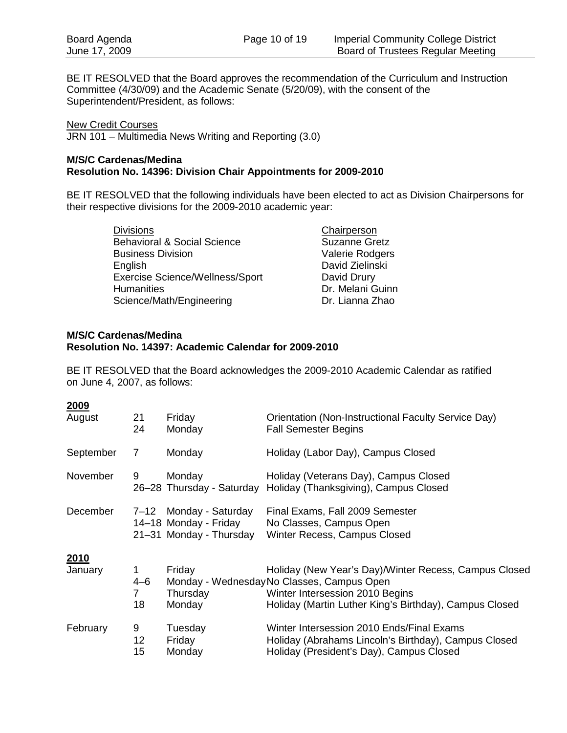BE IT RESOLVED that the Board approves the recommendation of the Curriculum and Instruction Committee (4/30/09) and the Academic Senate (5/20/09), with the consent of the Superintendent/President, as follows:

New Credit Courses
JRN 101 – Multimedia News Writing and Reporting (3.0)

**M/S/C Cardenas/Medina**
**Resolution No. 14396: Division Chair Appointments for 2009-2010**

BE IT RESOLVED that the following individuals have been elected to act as Division Chairpersons for their respective divisions for the 2009-2010 academic year:

| Divisions | Chairperson |
|---|---|
| Behavioral & Social Science | Suzanne Gretz |
| Business Division | Valerie Rodgers |
| English | David Zielinski |
| Exercise Science/Wellness/Sport | David Drury |
| Humanities | Dr. Melani Guinn |
| Science/Math/Engineering | Dr. Lianna Zhao |

**M/S/C Cardenas/Medina**
**Resolution No. 14397: Academic Calendar for 2009-2010**

BE IT RESOLVED that the Board acknowledges the 2009-2010 Academic Calendar as ratified on June 4, 2007, as follows:

**2009**

| Month | Date | Day | Event |
|---|---|---|---|
| August | 21 | Friday | Orientation (Non-Instructional Faculty Service Day) |
| | 24 | Monday | Fall Semester Begins |
| September | 7 | Monday | Holiday (Labor Day), Campus Closed |
| November | 9 | Monday | Holiday (Veterans Day), Campus Closed |
| | 26–28 | Thursday - Saturday | Holiday (Thanksgiving), Campus Closed |
| December | 7–12 | Monday - Saturday | Final Exams, Fall 2009 Semester |
| | 14–18 | Monday - Friday | No Classes, Campus Open |
| | 21–31 | Monday - Thursday | Winter Recess, Campus Closed |

**2010**

| Month | Date | Day | Event |
|---|---|---|---|
| January | 1 | Friday | Holiday (New Year's Day)/Winter Recess, Campus Closed |
| | 4–6 | Monday - Wednesday | No Classes, Campus Open |
| | 7 | Thursday | Winter Intersession 2010 Begins |
| | 18 | Monday | Holiday (Martin Luther King's Birthday), Campus Closed |
| February | 9 | Tuesday | Winter Intersession 2010 Ends/Final Exams |
| | 12 | Friday | Holiday (Abrahams Lincoln's Birthday), Campus Closed |
| | 15 | Monday | Holiday (President's Day), Campus Closed |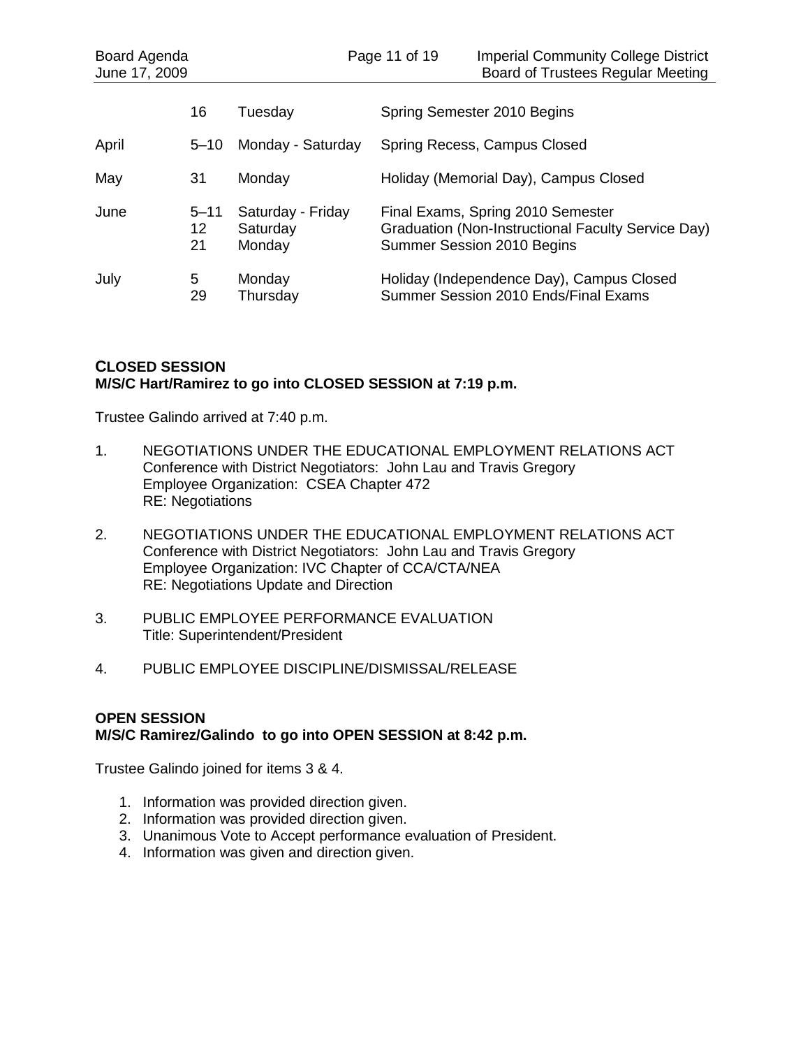| | | | |
|---|---|---|---|
| | 16 | Tuesday | Spring Semester 2010 Begins |
| April | 5–10 | Monday - Saturday | Spring Recess, Campus Closed |
| May | 31 | Monday | Holiday (Memorial Day), Campus Closed |
| June | 5–11 | Saturday - Friday | Final Exams, Spring 2010 Semester |
| | 12 | Saturday | Graduation (Non-Instructional Faculty Service Day) |
| | 21 | Monday | Summer Session 2010 Begins |
| July | 5 | Monday | Holiday (Independence Day), Campus Closed |
| | 29 | Thursday | Summer Session 2010 Ends/Final Exams |

**CLOSED SESSION**
**M/S/C Hart/Ramirez to go into CLOSED SESSION at 7:19 p.m.**

Trustee Galindo arrived at 7:40 p.m.

1. NEGOTIATIONS UNDER THE EDUCATIONAL EMPLOYMENT RELATIONS ACT
   Conference with District Negotiators: John Lau and Travis Gregory
   Employee Organization: CSEA Chapter 472
   RE: Negotiations

2. NEGOTIATIONS UNDER THE EDUCATIONAL EMPLOYMENT RELATIONS ACT
   Conference with District Negotiators: John Lau and Travis Gregory
   Employee Organization: IVC Chapter of CCA/CTA/NEA
   RE: Negotiations Update and Direction

3. PUBLIC EMPLOYEE PERFORMANCE EVALUATION
   Title: Superintendent/President

4. PUBLIC EMPLOYEE DISCIPLINE/DISMISSAL/RELEASE

**OPEN SESSION**
**M/S/C Ramirez/Galindo to go into OPEN SESSION at 8:42 p.m.**

Trustee Galindo joined for items 3 & 4.

1. Information was provided direction given.
2. Information was provided direction given.
3. Unanimous Vote to Accept performance evaluation of President.
4. Information was given and direction given.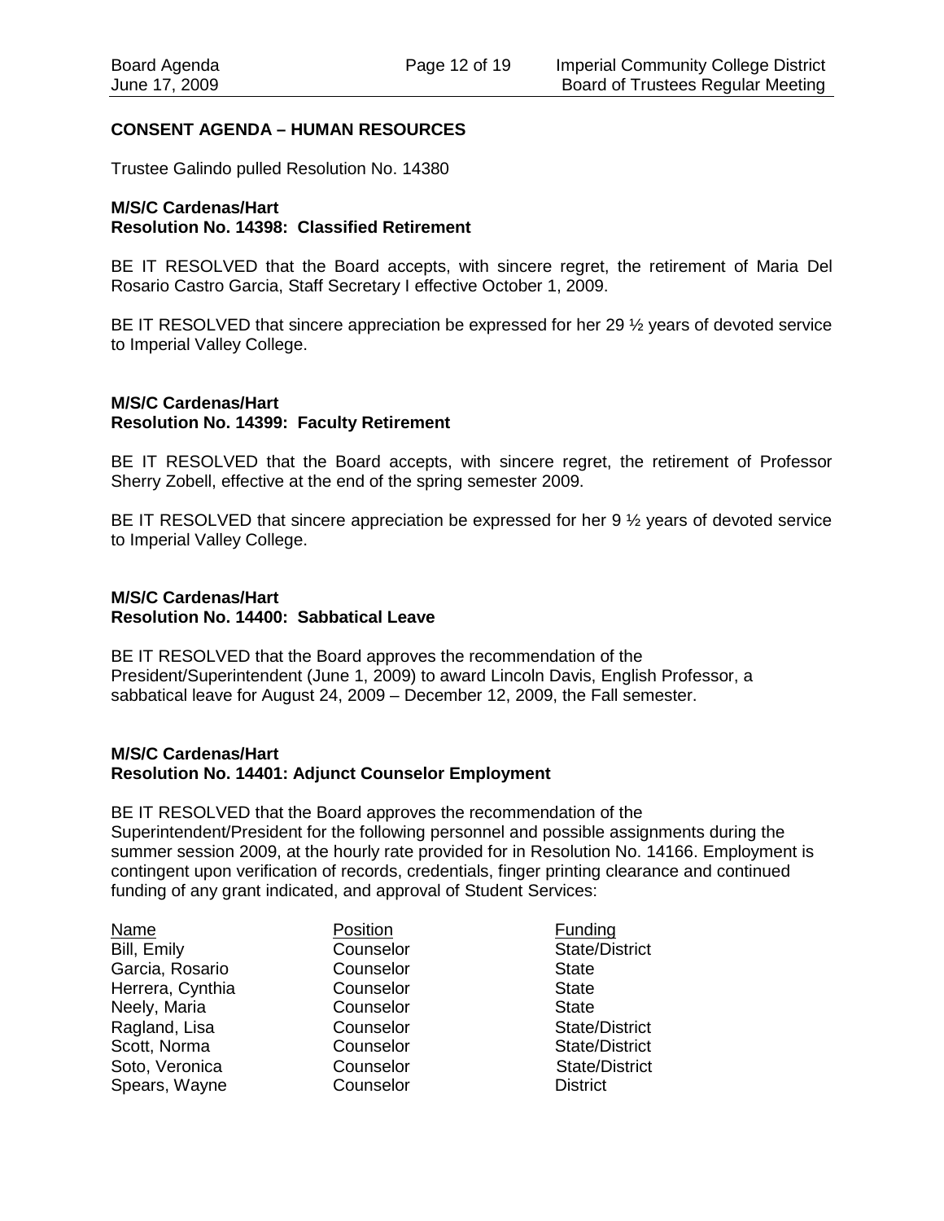**CONSENT AGENDA – HUMAN RESOURCES**

Trustee Galindo pulled Resolution No. 14380

**M/S/C Cardenas/Hart**
**Resolution No. 14398: Classified Retirement**

BE IT RESOLVED that the Board accepts, with sincere regret, the retirement of Maria Del Rosario Castro Garcia, Staff Secretary I effective October 1, 2009.

BE IT RESOLVED that sincere appreciation be expressed for her 29 ½ years of devoted service to Imperial Valley College.

**M/S/C Cardenas/Hart**
**Resolution No. 14399: Faculty Retirement**

BE IT RESOLVED that the Board accepts, with sincere regret, the retirement of Professor Sherry Zobell, effective at the end of the spring semester 2009.

BE IT RESOLVED that sincere appreciation be expressed for her 9 ½ years of devoted service to Imperial Valley College.

**M/S/C Cardenas/Hart**
**Resolution No. 14400: Sabbatical Leave**

BE IT RESOLVED that the Board approves the recommendation of the President/Superintendent (June 1, 2009) to award Lincoln Davis, English Professor, a sabbatical leave for August 24, 2009 – December 12, 2009, the Fall semester.

**M/S/C Cardenas/Hart**
**Resolution No. 14401: Adjunct Counselor Employment**

BE IT RESOLVED that the Board approves the recommendation of the Superintendent/President for the following personnel and possible assignments during the summer session 2009, at the hourly rate provided for in Resolution No. 14166. Employment is contingent upon verification of records, credentials, finger printing clearance and continued funding of any grant indicated, and approval of Student Services:

| Name | Position | Funding |
|---|---|---|
| Bill, Emily | Counselor | State/District |
| Garcia, Rosario | Counselor | State |
| Herrera, Cynthia | Counselor | State |
| Neely, Maria | Counselor | State |
| Ragland, Lisa | Counselor | State/District |
| Scott, Norma | Counselor | State/District |
| Soto, Veronica | Counselor | State/District |
| Spears, Wayne | Counselor | District |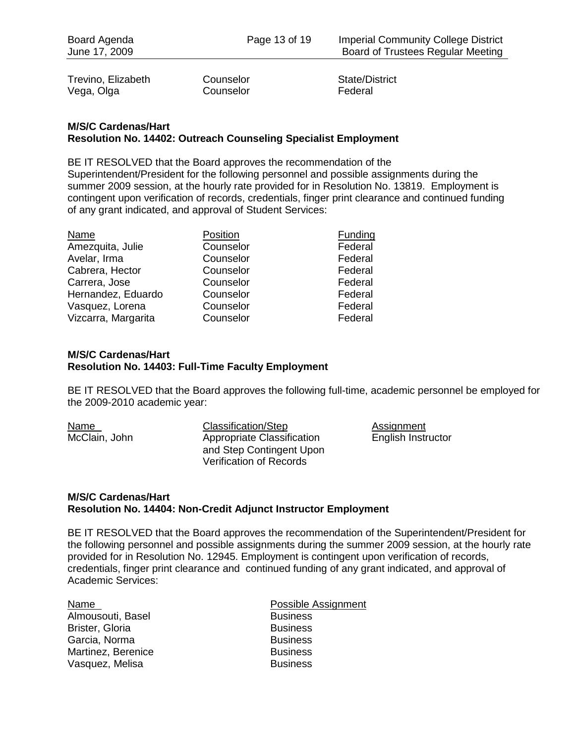| | | |
|---|---|---|
| Trevino, Elizabeth | Counselor | State/District |
| Vega, Olga | Counselor | Federal |

**M/S/C Cardenas/Hart**
**Resolution No. 14402: Outreach Counseling Specialist Employment**

BE IT RESOLVED that the Board approves the recommendation of the Superintendent/President for the following personnel and possible assignments during the summer 2009 session, at the hourly rate provided for in Resolution No. 13819. Employment is contingent upon verification of records, credentials, finger print clearance and continued funding of any grant indicated, and approval of Student Services:

| Name | Position | Funding |
|---|---|---|
| Amezquita, Julie | Counselor | Federal |
| Avelar, Irma | Counselor | Federal |
| Cabrera, Hector | Counselor | Federal |
| Carrera, Jose | Counselor | Federal |
| Hernandez, Eduardo | Counselor | Federal |
| Vasquez, Lorena | Counselor | Federal |
| Vizcarra, Margarita | Counselor | Federal |

**M/S/C Cardenas/Hart**
**Resolution No. 14403: Full-Time Faculty Employment**

BE IT RESOLVED that the Board approves the following full-time, academic personnel be employed for the 2009-2010 academic year:

| Name | Classification/Step | Assignment |
|---|---|---|
| McClain, John | Appropriate Classification and Step Contingent Upon Verification of Records | English Instructor |

**M/S/C Cardenas/Hart**
**Resolution No. 14404: Non-Credit Adjunct Instructor Employment**

BE IT RESOLVED that the Board approves the recommendation of the Superintendent/President for the following personnel and possible assignments during the summer 2009 session, at the hourly rate provided for in Resolution No. 12945. Employment is contingent upon verification of records, credentials, finger print clearance and continued funding of any grant indicated, and approval of Academic Services:

| Name | Possible Assignment |
|---|---|
| Almousouti, Basel | Business |
| Brister, Gloria | Business |
| Garcia, Norma | Business |
| Martinez, Berenice | Business |
| Vasquez, Melisa | Business |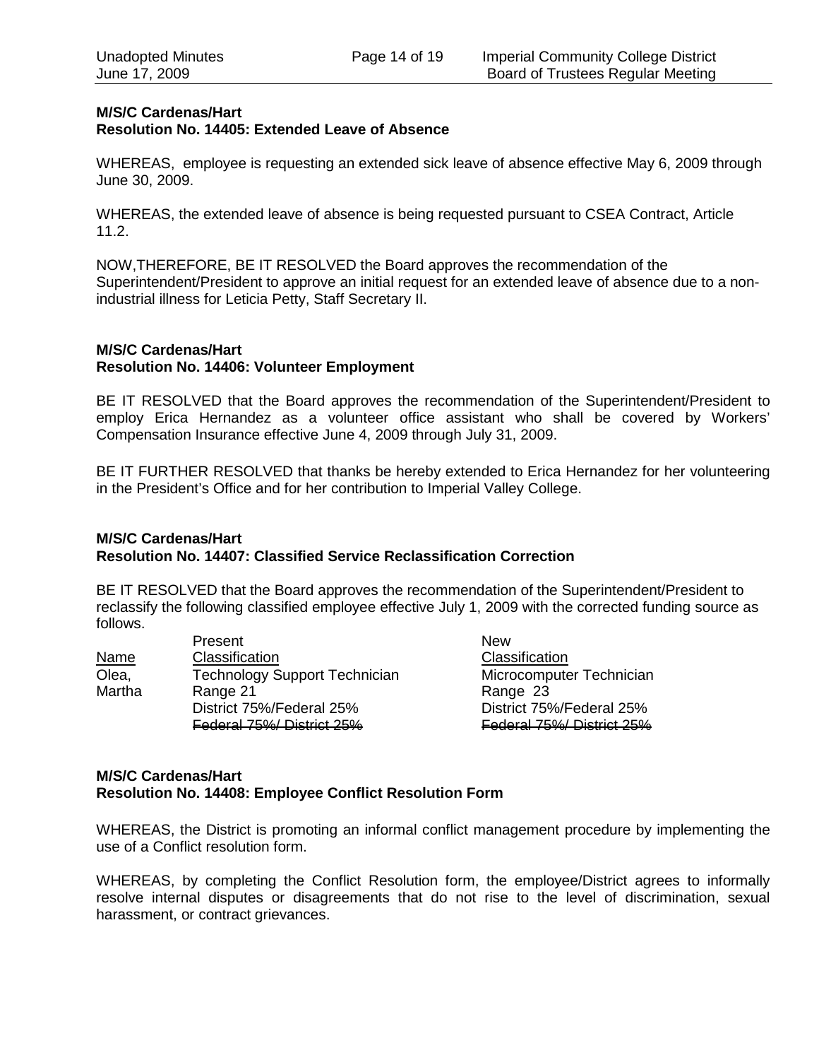**M/S/C Cardenas/Hart**
**Resolution No. 14405: Extended Leave of Absence**

WHEREAS, employee is requesting an extended sick leave of absence effective May 6, 2009 through June 30, 2009.

WHEREAS, the extended leave of absence is being requested pursuant to CSEA Contract, Article 11.2.

NOW,THEREFORE, BE IT RESOLVED the Board approves the recommendation of the Superintendent/President to approve an initial request for an extended leave of absence due to a non-industrial illness for Leticia Petty, Staff Secretary II.

**M/S/C Cardenas/Hart**
**Resolution No. 14406: Volunteer Employment**

BE IT RESOLVED that the Board approves the recommendation of the Superintendent/President to employ Erica Hernandez as a volunteer office assistant who shall be covered by Workers' Compensation Insurance effective June 4, 2009 through July 31, 2009.

BE IT FURTHER RESOLVED that thanks be hereby extended to Erica Hernandez for her volunteering in the President's Office and for her contribution to Imperial Valley College.

**M/S/C Cardenas/Hart**
**Resolution No. 14407: Classified Service Reclassification Correction**

BE IT RESOLVED that the Board approves the recommendation of the Superintendent/President to reclassify the following classified employee effective July 1, 2009 with the corrected funding source as follows.

| Name | Present Classification | New Classification |
|---|---|---|
| Olea, Martha | Technology Support Technician<br>Range 21<br>District 75%/Federal 25%<br>~~Federal 75%/ District 25%~~ | Microcomputer Technician<br>Range 23<br>District 75%/Federal 25%<br>~~Federal 75%/ District 25%~~ |

**M/S/C Cardenas/Hart**
**Resolution No. 14408: Employee Conflict Resolution Form**

WHEREAS, the District is promoting an informal conflict management procedure by implementing the use of a Conflict resolution form.

WHEREAS, by completing the Conflict Resolution form, the employee/District agrees to informally resolve internal disputes or disagreements that do not rise to the level of discrimination, sexual harassment, or contract grievances.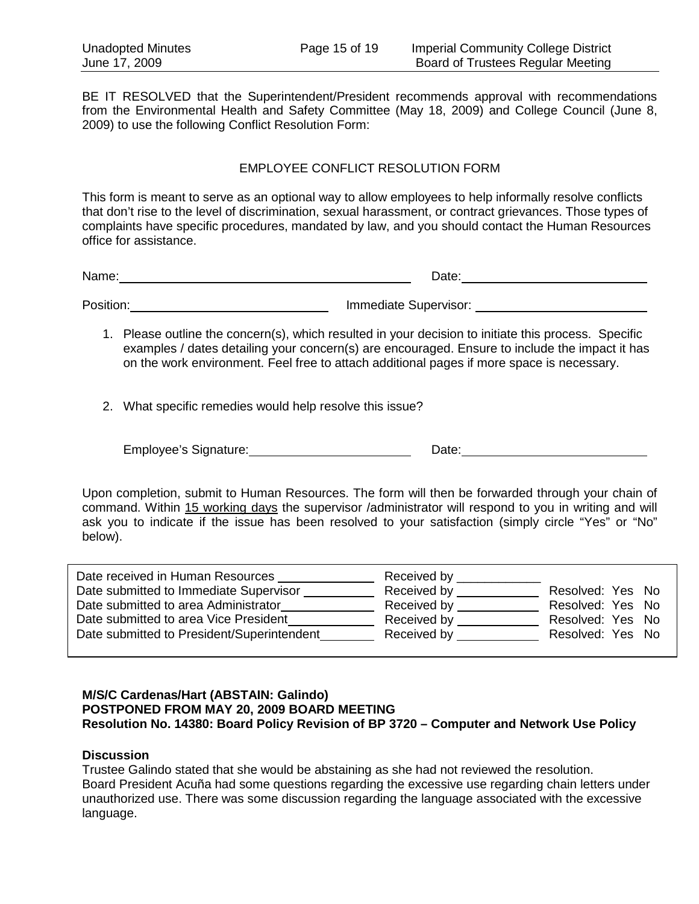BE IT RESOLVED that the Superintendent/President recommends approval with recommendations from the Environmental Health and Safety Committee (May 18, 2009) and College Council (June 8, 2009) to use the following Conflict Resolution Form:

EMPLOYEE CONFLICT RESOLUTION FORM

This form is meant to serve as an optional way to allow employees to help informally resolve conflicts that don't rise to the level of discrimination, sexual harassment, or contract grievances. Those types of complaints have specific procedures, mandated by law, and you should contact the Human Resources office for assistance.

Name:\_\_\_\_\_\_\_\_\_\_\_\_\_\_\_\_\_\_\_\_\_\_\_\_\_\_\_\_\_\_ Date:\_\_\_\_\_\_\_\_\_\_\_\_\_\_\_\_\_\_\_\_

Position:\_\_\_\_\_\_\_\_\_\_\_\_\_\_\_\_\_\_\_\_ Immediate Supervisor: \_\_\_\_\_\_\_\_\_\_\_\_\_\_\_\_\_\_\_\_

1. Please outline the concern(s), which resulted in your decision to initiate this process. Specific examples / dates detailing your concern(s) are encouraged. Ensure to include the impact it has on the work environment. Feel free to attach additional pages if more space is necessary.

2. What specific remedies would help resolve this issue?

   Employee's Signature:\_\_\_\_\_\_\_\_\_\_\_\_\_\_\_\_\_\_\_\_ Date:\_\_\_\_\_\_\_\_\_\_\_\_\_\_\_\_\_\_\_\_

Upon completion, submit to Human Resources. The form will then be forwarded through your chain of command. Within 15 working days the supervisor /administrator will respond to you in writing and will ask you to indicate if the issue has been resolved to your satisfaction (simply circle "Yes" or "No" below).

| | | |
|---|---|---|
| Date received in Human Resources \_\_\_\_\_\_\_\_\_\_ | Received by \_\_\_\_\_\_\_\_\_\_ | |
| Date submitted to Immediate Supervisor \_\_\_\_\_\_\_\_\_\_ | Received by \_\_\_\_\_\_\_\_\_\_ | Resolved: Yes No |
| Date submitted to area Administrator\_\_\_\_\_\_\_\_\_\_ | Received by \_\_\_\_\_\_\_\_\_\_ | Resolved: Yes No |
| Date submitted to area Vice President\_\_\_\_\_\_\_\_\_\_ | Received by \_\_\_\_\_\_\_\_\_\_ | Resolved: Yes No |
| Date submitted to President/Superintendent\_\_\_\_\_\_\_\_\_\_ | Received by \_\_\_\_\_\_\_\_\_\_ | Resolved: Yes No |

**M/S/C Cardenas/Hart (ABSTAIN: Galindo)**
**POSTPONED FROM MAY 20, 2009 BOARD MEETING**
**Resolution No. 14380: Board Policy Revision of BP 3720 – Computer and Network Use Policy**

**Discussion**

Trustee Galindo stated that she would be abstaining as she had not reviewed the resolution.
Board President Acuña had some questions regarding the excessive use regarding chain letters under unauthorized use. There was some discussion regarding the language associated with the excessive language.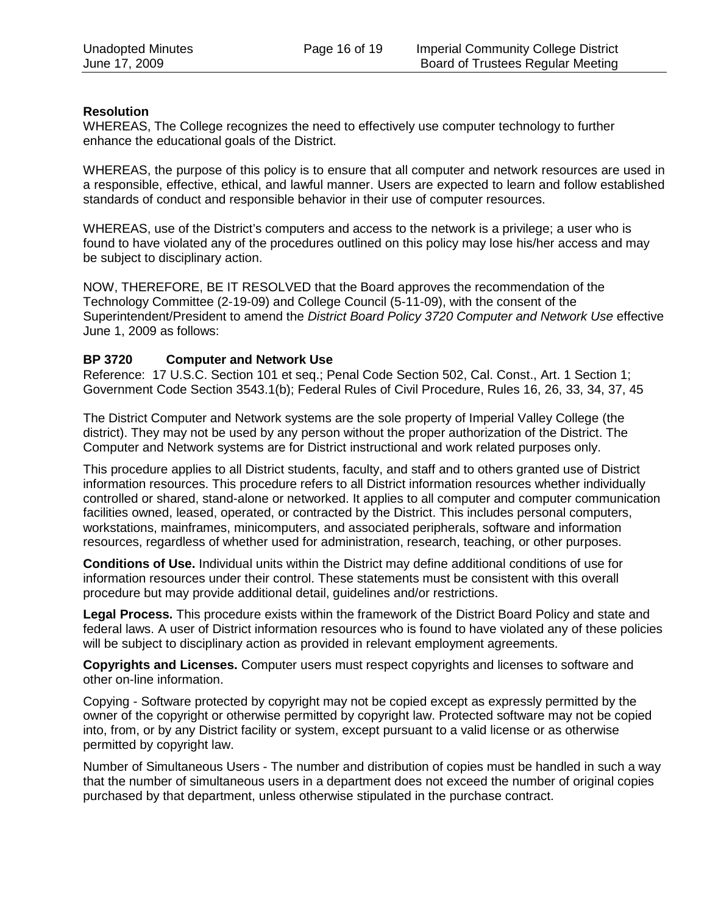**Resolution**

WHEREAS, The College recognizes the need to effectively use computer technology to further enhance the educational goals of the District.

WHEREAS, the purpose of this policy is to ensure that all computer and network resources are used in a responsible, effective, ethical, and lawful manner. Users are expected to learn and follow established standards of conduct and responsible behavior in their use of computer resources.

WHEREAS, use of the District's computers and access to the network is a privilege; a user who is found to have violated any of the procedures outlined on this policy may lose his/her access and may be subject to disciplinary action.

NOW, THEREFORE, BE IT RESOLVED that the Board approves the recommendation of the Technology Committee (2-19-09) and College Council (5-11-09), with the consent of the Superintendent/President to amend the *District Board Policy 3720 Computer and Network Use* effective June 1, 2009 as follows:

**BP 3720 Computer and Network Use**

Reference: 17 U.S.C. Section 101 et seq.; Penal Code Section 502, Cal. Const., Art. 1 Section 1; Government Code Section 3543.1(b); Federal Rules of Civil Procedure, Rules 16, 26, 33, 34, 37, 45

The District Computer and Network systems are the sole property of Imperial Valley College (the district). They may not be used by any person without the proper authorization of the District. The Computer and Network systems are for District instructional and work related purposes only.

This procedure applies to all District students, faculty, and staff and to others granted use of District information resources. This procedure refers to all District information resources whether individually controlled or shared, stand-alone or networked. It applies to all computer and computer communication facilities owned, leased, operated, or contracted by the District. This includes personal computers, workstations, mainframes, minicomputers, and associated peripherals, software and information resources, regardless of whether used for administration, research, teaching, or other purposes.

**Conditions of Use.** Individual units within the District may define additional conditions of use for information resources under their control. These statements must be consistent with this overall procedure but may provide additional detail, guidelines and/or restrictions.

**Legal Process.** This procedure exists within the framework of the District Board Policy and state and federal laws. A user of District information resources who is found to have violated any of these policies will be subject to disciplinary action as provided in relevant employment agreements.

**Copyrights and Licenses.** Computer users must respect copyrights and licenses to software and other on-line information.

Copying - Software protected by copyright may not be copied except as expressly permitted by the owner of the copyright or otherwise permitted by copyright law. Protected software may not be copied into, from, or by any District facility or system, except pursuant to a valid license or as otherwise permitted by copyright law.

Number of Simultaneous Users - The number and distribution of copies must be handled in such a way that the number of simultaneous users in a department does not exceed the number of original copies purchased by that department, unless otherwise stipulated in the purchase contract.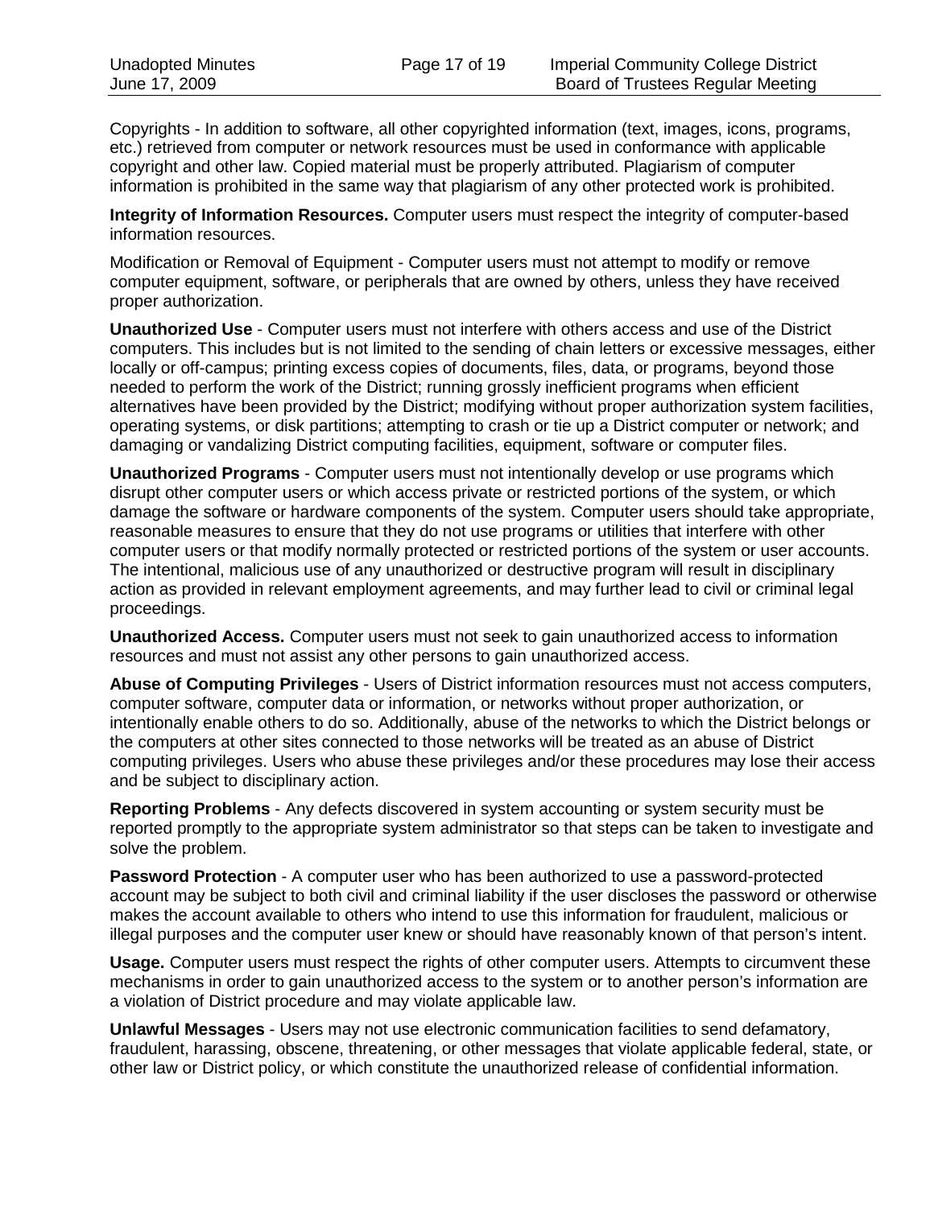Copyrights - In addition to software, all other copyrighted information (text, images, icons, programs, etc.) retrieved from computer or network resources must be used in conformance with applicable copyright and other law. Copied material must be properly attributed. Plagiarism of computer information is prohibited in the same way that plagiarism of any other protected work is prohibited.

**Integrity of Information Resources.** Computer users must respect the integrity of computer-based information resources.

Modification or Removal of Equipment - Computer users must not attempt to modify or remove computer equipment, software, or peripherals that are owned by others, unless they have received proper authorization.

**Unauthorized Use** - Computer users must not interfere with others access and use of the District computers. This includes but is not limited to the sending of chain letters or excessive messages, either locally or off-campus; printing excess copies of documents, files, data, or programs, beyond those needed to perform the work of the District; running grossly inefficient programs when efficient alternatives have been provided by the District; modifying without proper authorization system facilities, operating systems, or disk partitions; attempting to crash or tie up a District computer or network; and damaging or vandalizing District computing facilities, equipment, software or computer files.

**Unauthorized Programs** - Computer users must not intentionally develop or use programs which disrupt other computer users or which access private or restricted portions of the system, or which damage the software or hardware components of the system. Computer users should take appropriate, reasonable measures to ensure that they do not use programs or utilities that interfere with other computer users or that modify normally protected or restricted portions of the system or user accounts. The intentional, malicious use of any unauthorized or destructive program will result in disciplinary action as provided in relevant employment agreements, and may further lead to civil or criminal legal proceedings.

**Unauthorized Access.** Computer users must not seek to gain unauthorized access to information resources and must not assist any other persons to gain unauthorized access.

**Abuse of Computing Privileges** - Users of District information resources must not access computers, computer software, computer data or information, or networks without proper authorization, or intentionally enable others to do so. Additionally, abuse of the networks to which the District belongs or the computers at other sites connected to those networks will be treated as an abuse of District computing privileges. Users who abuse these privileges and/or these procedures may lose their access and be subject to disciplinary action.

**Reporting Problems** - Any defects discovered in system accounting or system security must be reported promptly to the appropriate system administrator so that steps can be taken to investigate and solve the problem.

**Password Protection** - A computer user who has been authorized to use a password-protected account may be subject to both civil and criminal liability if the user discloses the password or otherwise makes the account available to others who intend to use this information for fraudulent, malicious or illegal purposes and the computer user knew or should have reasonably known of that person's intent.

**Usage.** Computer users must respect the rights of other computer users. Attempts to circumvent these mechanisms in order to gain unauthorized access to the system or to another person's information are a violation of District procedure and may violate applicable law.

**Unlawful Messages** - Users may not use electronic communication facilities to send defamatory, fraudulent, harassing, obscene, threatening, or other messages that violate applicable federal, state, or other law or District policy, or which constitute the unauthorized release of confidential information.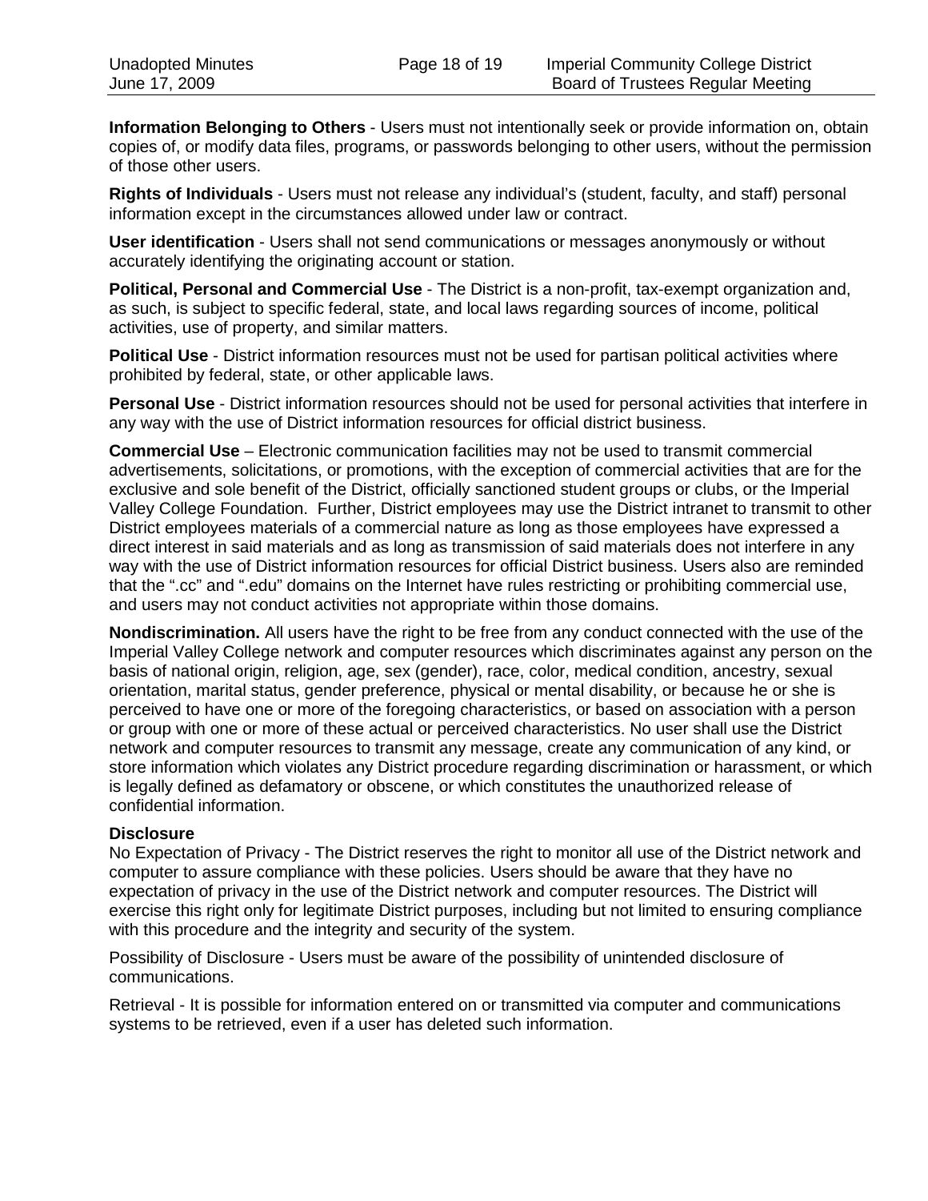**Information Belonging to Others** - Users must not intentionally seek or provide information on, obtain copies of, or modify data files, programs, or passwords belonging to other users, without the permission of those other users.

**Rights of Individuals** - Users must not release any individual's (student, faculty, and staff) personal information except in the circumstances allowed under law or contract.

**User identification** - Users shall not send communications or messages anonymously or without accurately identifying the originating account or station.

**Political, Personal and Commercial Use** - The District is a non-profit, tax-exempt organization and, as such, is subject to specific federal, state, and local laws regarding sources of income, political activities, use of property, and similar matters.

**Political Use** - District information resources must not be used for partisan political activities where prohibited by federal, state, or other applicable laws.

**Personal Use** - District information resources should not be used for personal activities that interfere in any way with the use of District information resources for official district business.

**Commercial Use** – Electronic communication facilities may not be used to transmit commercial advertisements, solicitations, or promotions, with the exception of commercial activities that are for the exclusive and sole benefit of the District, officially sanctioned student groups or clubs, or the Imperial Valley College Foundation. Further, District employees may use the District intranet to transmit to other District employees materials of a commercial nature as long as those employees have expressed a direct interest in said materials and as long as transmission of said materials does not interfere in any way with the use of District information resources for official District business. Users also are reminded that the ".cc" and ".edu" domains on the Internet have rules restricting or prohibiting commercial use, and users may not conduct activities not appropriate within those domains.

**Nondiscrimination.** All users have the right to be free from any conduct connected with the use of the Imperial Valley College network and computer resources which discriminates against any person on the basis of national origin, religion, age, sex (gender), race, color, medical condition, ancestry, sexual orientation, marital status, gender preference, physical or mental disability, or because he or she is perceived to have one or more of the foregoing characteristics, or based on association with a person or group with one or more of these actual or perceived characteristics. No user shall use the District network and computer resources to transmit any message, create any communication of any kind, or store information which violates any District procedure regarding discrimination or harassment, or which is legally defined as defamatory or obscene, or which constitutes the unauthorized release of confidential information.

**Disclosure**

No Expectation of Privacy - The District reserves the right to monitor all use of the District network and computer to assure compliance with these policies. Users should be aware that they have no expectation of privacy in the use of the District network and computer resources. The District will exercise this right only for legitimate District purposes, including but not limited to ensuring compliance with this procedure and the integrity and security of the system.

Possibility of Disclosure - Users must be aware of the possibility of unintended disclosure of communications.

Retrieval - It is possible for information entered on or transmitted via computer and communications systems to be retrieved, even if a user has deleted such information.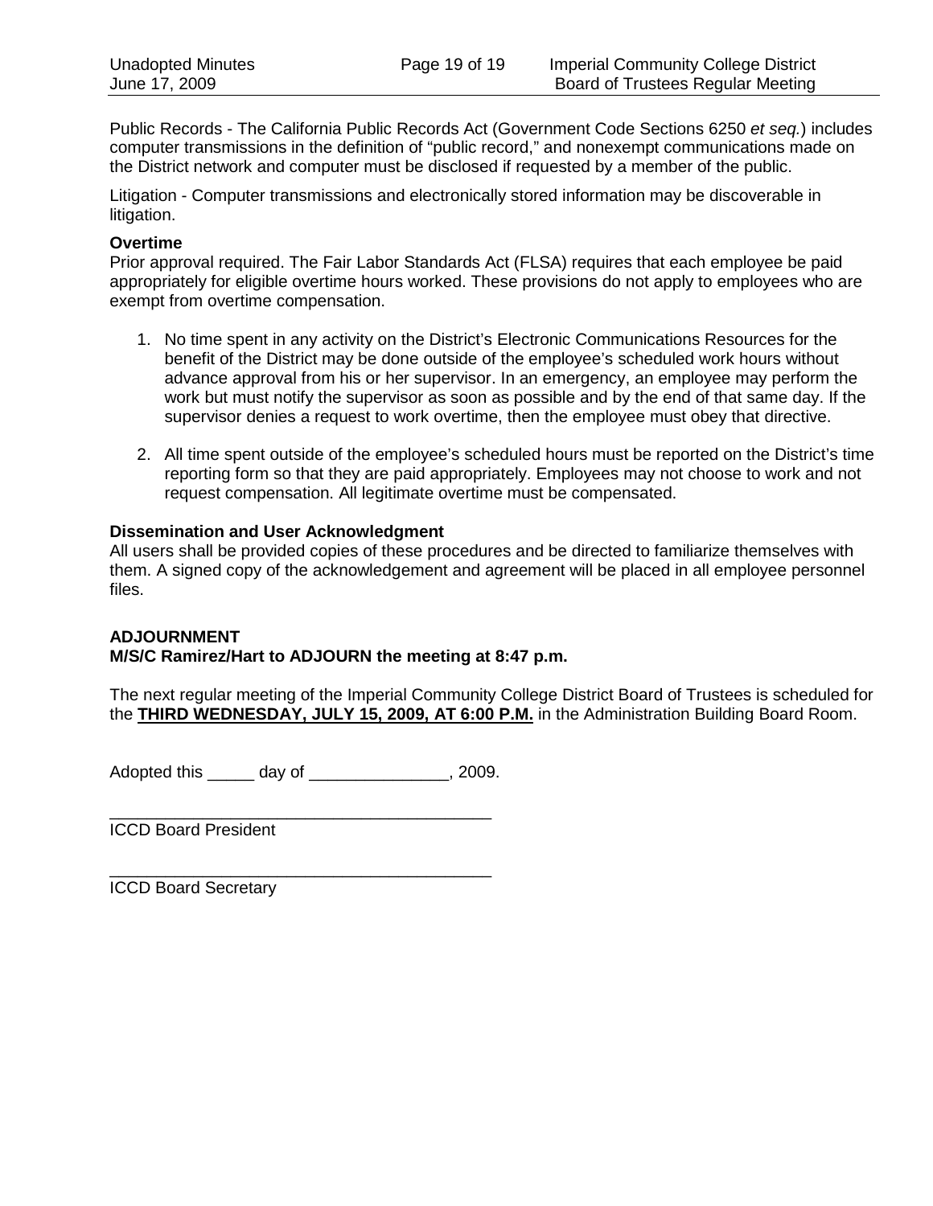Public Records - The California Public Records Act (Government Code Sections 6250 *et seq.*) includes computer transmissions in the definition of "public record," and nonexempt communications made on the District network and computer must be disclosed if requested by a member of the public.

Litigation - Computer transmissions and electronically stored information may be discoverable in litigation.

**Overtime**
Prior approval required. The Fair Labor Standards Act (FLSA) requires that each employee be paid appropriately for eligible overtime hours worked. These provisions do not apply to employees who are exempt from overtime compensation.

1. No time spent in any activity on the District's Electronic Communications Resources for the benefit of the District may be done outside of the employee's scheduled work hours without advance approval from his or her supervisor. In an emergency, an employee may perform the work but must notify the supervisor as soon as possible and by the end of that same day. If the supervisor denies a request to work overtime, then the employee must obey that directive.

2. All time spent outside of the employee's scheduled hours must be reported on the District's time reporting form so that they are paid appropriately. Employees may not choose to work and not request compensation. All legitimate overtime must be compensated.

**Dissemination and User Acknowledgment**
All users shall be provided copies of these procedures and be directed to familiarize themselves with them. A signed copy of the acknowledgement and agreement will be placed in all employee personnel files.

**ADJOURNMENT**
**M/S/C Ramirez/Hart to ADJOURN the meeting at 8:47 p.m.**

The next regular meeting of the Imperial Community College District Board of Trustees is scheduled for the **THIRD WEDNESDAY, JULY 15, 2009, AT 6:00 P.M.** in the Administration Building Board Room.

Adopted this _____ day of _______________, 2009.

___________________________________________
ICCD Board President

___________________________________________
ICCD Board Secretary